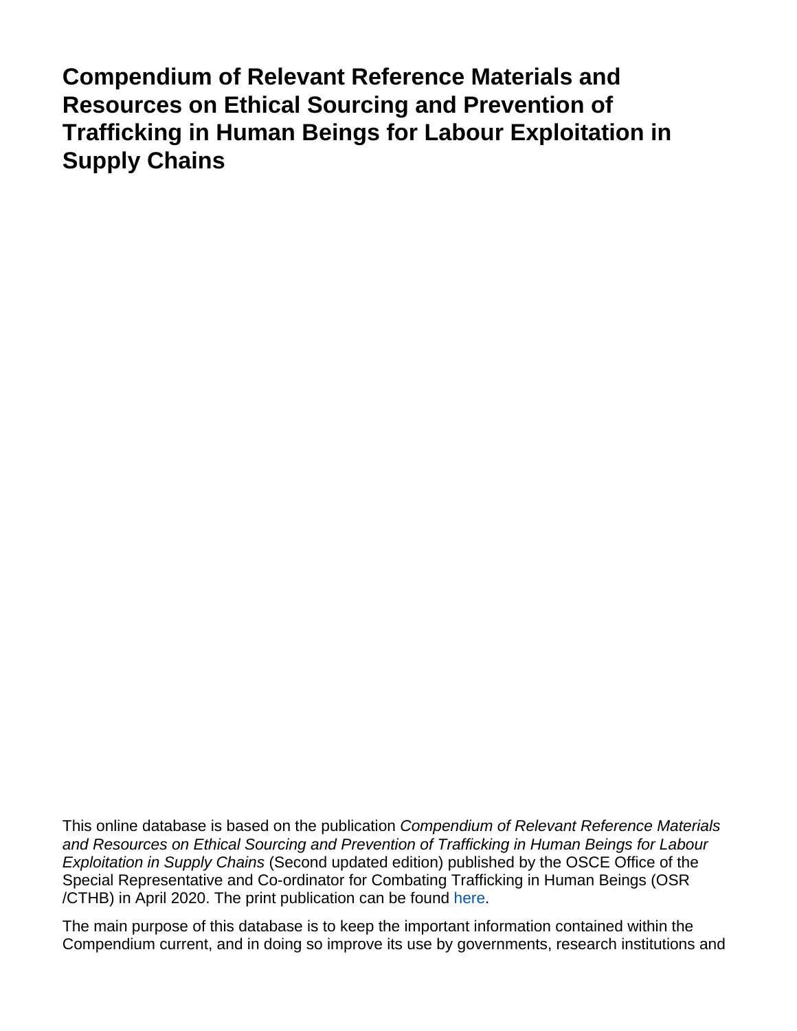# Compendium of Relevant Reference Materials and Resources on Ethical Sourcing and Prevention of Trafficking in Human Beings for Labour Exploitation in Supply Chains

This online database is based on the publication *Compendium of Relevant Reference Materials and Resources on Ethical Sourcing and Prevention of Trafficking in Human Beings for Labour Exploitation in Supply Chains* (Second updated edition) published by the OSCE Office of the Special Representative and Co-ordinator for Combating Trafficking in Human Beings (OSR/CTHB) in April 2020. The print publication can be found here.

The main purpose of this database is to keep the important information contained within the Compendium current, and in doing so improve its use by governments, research institutions and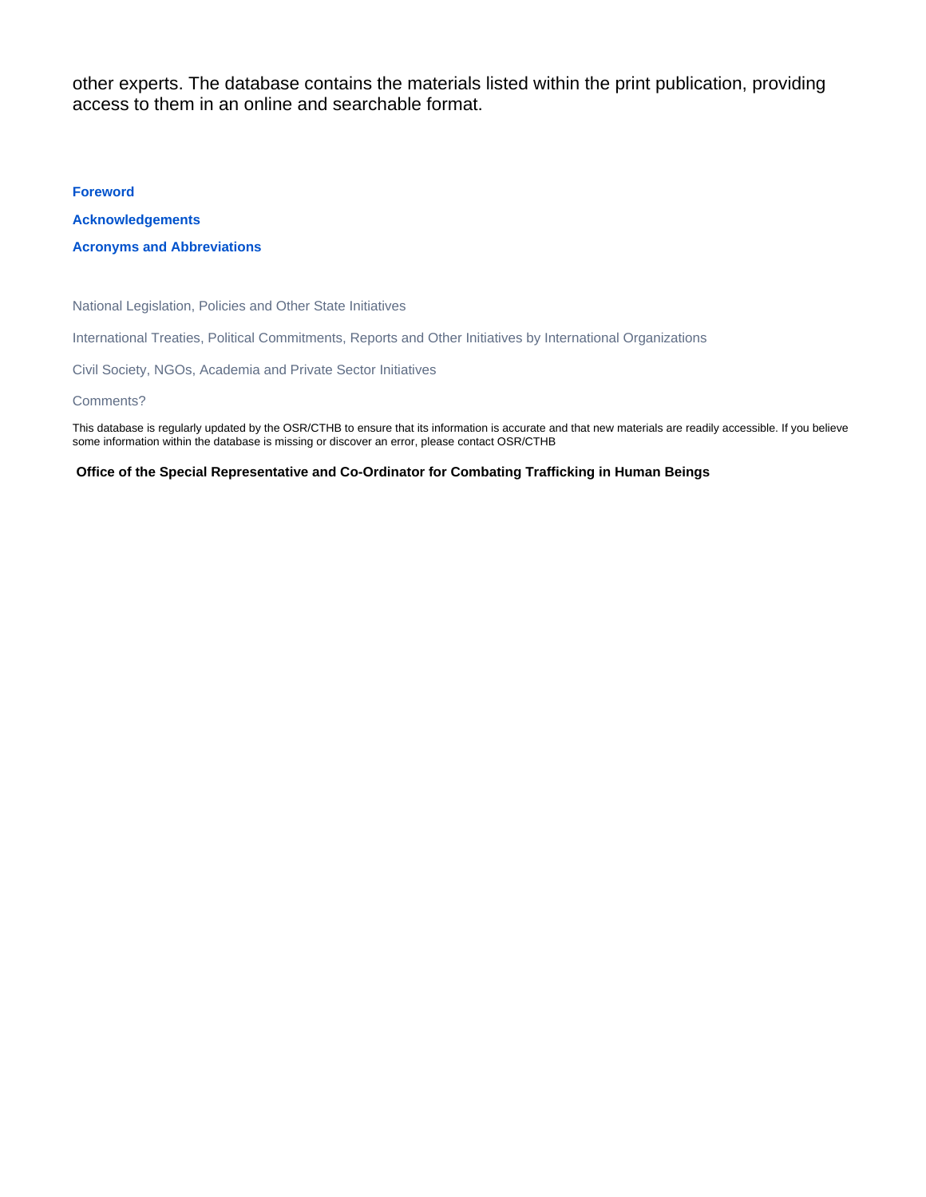other experts. The database contains the materials listed within the print publication, providing access to them in an online and searchable format.

**Foreword**

**Acknowledgements**

**Acronyms and Abbreviations**

National Legislation, Policies and Other State Initiatives

International Treaties, Political Commitments, Reports and Other Initiatives by International Organizations

Civil Society, NGOs, Academia and Private Sector Initiatives

Comments?

This database is regularly updated by the OSR/CTHB to ensure that its information is accurate and that new materials are readily accessible. If you believe some information within the database is missing or discover an error, please contact OSR/CTHB

**Office of the Special Representative and Co-Ordinator for Combating Trafficking in Human Beings**